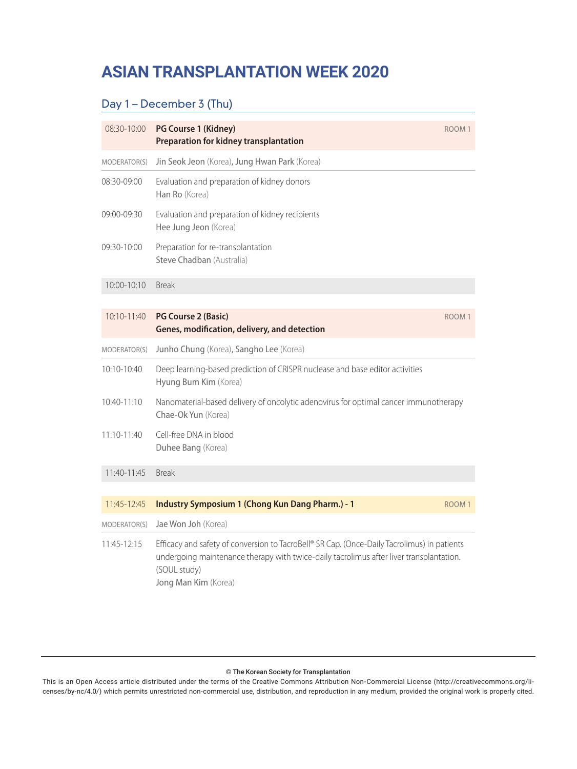# ASIAN TRANSPLANTATION WEEK 2020

## Day 1 – December 3 (Thu)

| | | |
|---|---|---|
| 08:30-10:00 | **PG Course 1 (Kidney)**<br>**Preparation for kidney transplantation** | ROOM 1 |
| MODERATOR(S) | Jin Seok Jeon (Korea), Jung Hwan Park (Korea) | |
| 08:30-09:00 | Evaluation and preparation of kidney donors<br>Han Ro (Korea) | |
| 09:00-09:30 | Evaluation and preparation of kidney recipients<br>Hee Jung Jeon (Korea) | |
| 09:30-10:00 | Preparation for re-transplantation<br>Steve Chadban (Australia) | |
| 10:00-10:10 | Break | |

| | | |
|---|---|---|
| 10:10-11:40 | **PG Course 2 (Basic)**<br>**Genes, modification, delivery, and detection** | ROOM 1 |
| MODERATOR(S) | Junho Chung (Korea), Sangho Lee (Korea) | |
| 10:10-10:40 | Deep learning-based prediction of CRISPR nuclease and base editor activities<br>Hyung Bum Kim (Korea) | |
| 10:40-11:10 | Nanomaterial-based delivery of oncolytic adenovirus for optimal cancer immunotherapy<br>Chae-Ok Yun (Korea) | |
| 11:10-11:40 | Cell-free DNA in blood<br>Duhee Bang (Korea) | |
| 11:40-11:45 | Break | |

| | | |
|---|---|---|
| 11:45-12:45 | **Industry Symposium 1 (Chong Kun Dang Pharm.) - 1** | ROOM 1 |
| MODERATOR(S) | Jae Won Joh (Korea) | |
| 11:45-12:15 | Efficacy and safety of conversion to TacroBell® SR Cap. (Once-Daily Tacrolimus) in patients undergoing maintenance therapy with twice-daily tacrolimus after liver transplantation. (SOUL study)<br>Jong Man Kim (Korea) | |

© The Korean Society for Transplantation

This is an Open Access article distributed under the terms of the Creative Commons Attribution Non-Commercial License (http://creativecommons.org/licenses/by-nc/4.0/) which permits unrestricted non-commercial use, distribution, and reproduction in any medium, provided the original work is properly cited.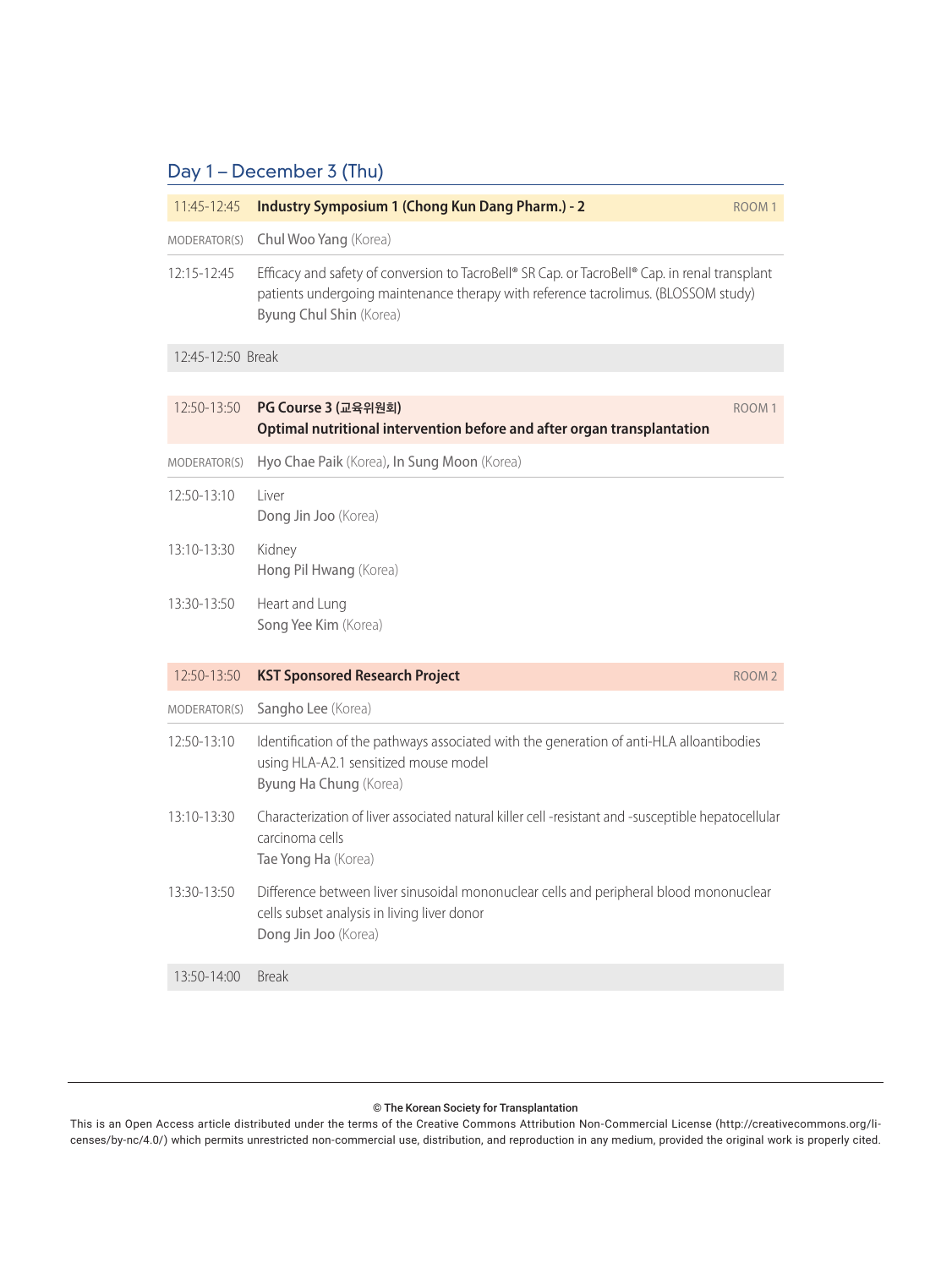## Day 1 – December 3 (Thu)

**11:45-12:45 Industry Symposium 1 (Chong Kun Dang Pharm.) - 2** — ROOM 1

MODERATOR(S) **Chul Woo Yang** (Korea)

12:15-12:45 Efficacy and safety of conversion to TacroBell® SR Cap. or TacroBell® Cap. in renal transplant patients undergoing maintenance therapy with reference tacrolimus. (BLOSSOM study)
**Byung Chul Shin** (Korea)

12:45-12:50 Break

**12:50-13:50 PG Course 3 (교육위원회)** — ROOM 1
**Optimal nutritional intervention before and after organ transplantation**

MODERATOR(S) **Hyo Chae Paik** (Korea), **In Sung Moon** (Korea)

12:50-13:10 Liver
**Dong Jin Joo** (Korea)

13:10-13:30 Kidney
**Hong Pil Hwang** (Korea)

13:30-13:50 Heart and Lung
**Song Yee Kim** (Korea)

**12:50-13:50 KST Sponsored Research Project** — ROOM 2

MODERATOR(S) **Sangho Lee** (Korea)

12:50-13:10 Identification of the pathways associated with the generation of anti-HLA alloantibodies using HLA-A2.1 sensitized mouse model
**Byung Ha Chung** (Korea)

13:10-13:30 Characterization of liver associated natural killer cell -resistant and -susceptible hepatocellular carcinoma cells
**Tae Yong Ha** (Korea)

13:30-13:50 Difference between liver sinusoidal mononuclear cells and peripheral blood mononuclear cells subset analysis in living liver donor
**Dong Jin Joo** (Korea)

13:50-14:00 Break

© The Korean Society for Transplantation

This is an Open Access article distributed under the terms of the Creative Commons Attribution Non-Commercial License (http://creativecommons.org/licenses/by-nc/4.0/) which permits unrestricted non-commercial use, distribution, and reproduction in any medium, provided the original work is properly cited.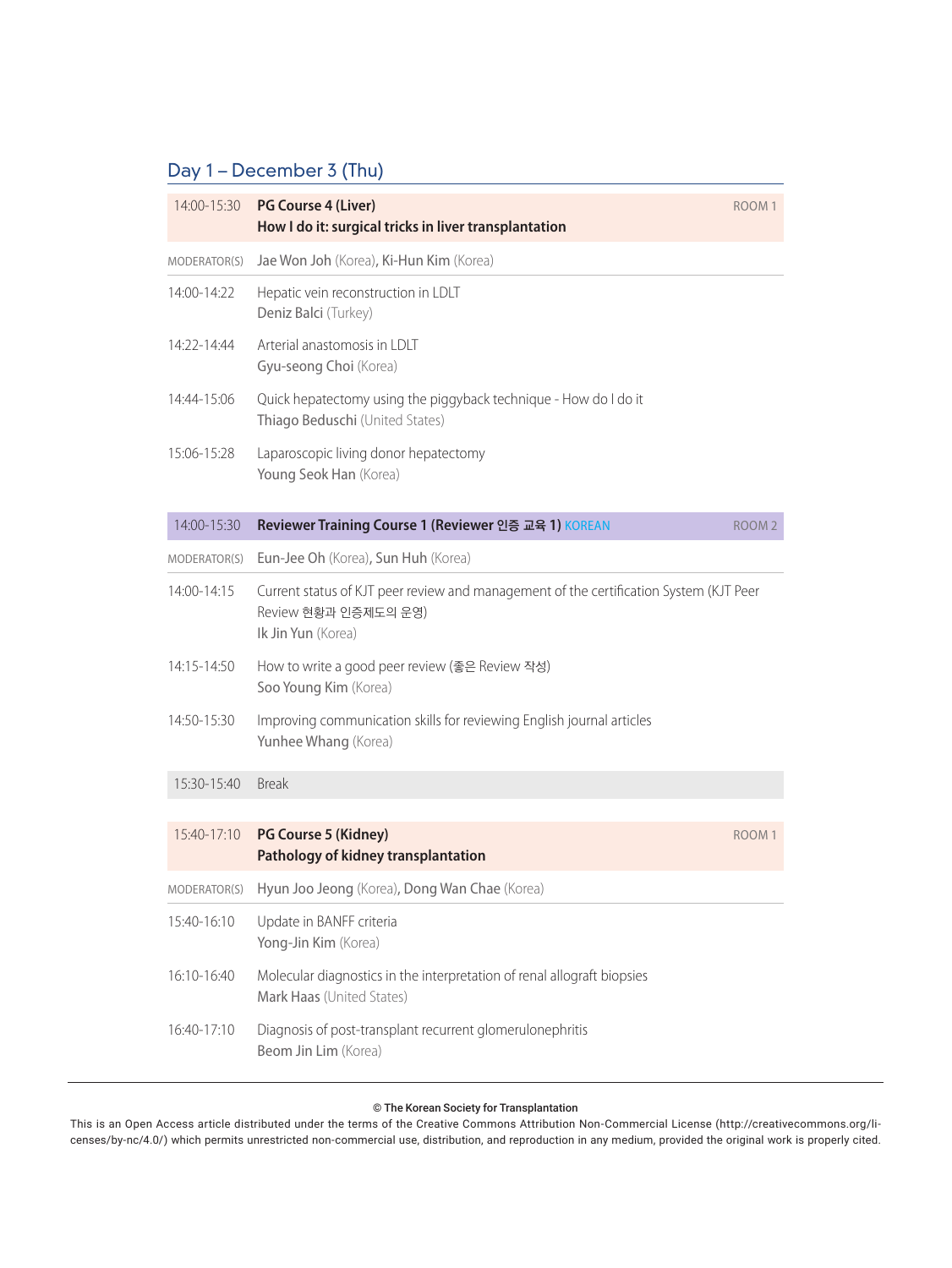## Day 1 – December 3 (Thu)

| | | |
|---|---|---|
| 14:00-15:30 | **PG Course 4 (Liver)**<br>**How I do it: surgical tricks in liver transplantation** | ROOM 1 |
| MODERATOR(S) | Jae Won Joh (Korea), Ki-Hun Kim (Korea) | |
| 14:00-14:22 | Hepatic vein reconstruction in LDLT<br>Deniz Balci (Turkey) | |
| 14:22-14:44 | Arterial anastomosis in LDLT<br>Gyu-seong Choi (Korea) | |
| 14:44-15:06 | Quick hepatectomy using the piggyback technique - How do I do it<br>Thiago Beduschi (United States) | |
| 15:06-15:28 | Laparoscopic living donor hepatectomy<br>Young Seok Han (Korea) | |

| | | |
|---|---|---|
| 14:00-15:30 | **Reviewer Training Course 1 (Reviewer 인증 교육 1)** KOREAN | ROOM 2 |
| MODERATOR(S) | Eun-Jee Oh (Korea), Sun Huh (Korea) | |
| 14:00-14:15 | Current status of KJT peer review and management of the certification System (KJT Peer Review 현황과 인증제도의 운영)<br>Ik Jin Yun (Korea) | |
| 14:15-14:50 | How to write a good peer review (좋은 Review 작성)<br>Soo Young Kim (Korea) | |
| 14:50-15:30 | Improving communication skills for reviewing English journal articles<br>Yunhee Whang (Korea) | |

| | |
|---|---|
| 15:30-15:40 | Break |

| | | |
|---|---|---|
| 15:40-17:10 | **PG Course 5 (Kidney)**<br>**Pathology of kidney transplantation** | ROOM 1 |
| MODERATOR(S) | Hyun Joo Jeong (Korea), Dong Wan Chae (Korea) | |
| 15:40-16:10 | Update in BANFF criteria<br>Yong-Jin Kim (Korea) | |
| 16:10-16:40 | Molecular diagnostics in the interpretation of renal allograft biopsies<br>Mark Haas (United States) | |
| 16:40-17:10 | Diagnosis of post-transplant recurrent glomerulonephritis<br>Beom Jin Lim (Korea) | |

© The Korean Society for Transplantation

This is an Open Access article distributed under the terms of the Creative Commons Attribution Non-Commercial License (http://creativecommons.org/licenses/by-nc/4.0/) which permits unrestricted non-commercial use, distribution, and reproduction in any medium, provided the original work is properly cited.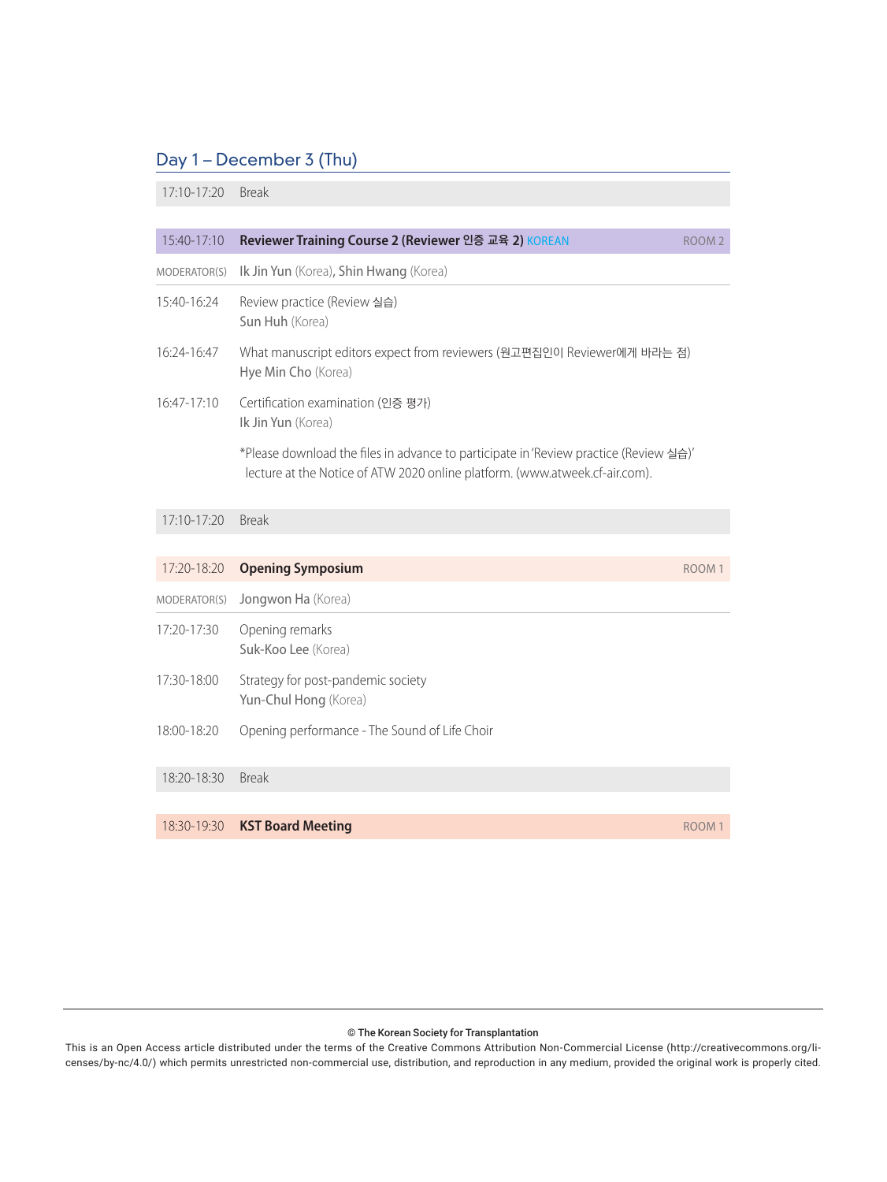## Day 1 – December 3 (Thu)

| | |
|---|---|
| 17:10-17:20 | Break |

| | | |
|---|---|---|
| 15:40-17:10 | **Reviewer Training Course 2 (Reviewer 인증 교육 2)** KOREAN | ROOM 2 |
| MODERATOR(S) | Ik Jin Yun (Korea), Shin Hwang (Korea) | |
| 15:40-16:24 | Review practice (Review 실습)<br>Sun Huh (Korea) | |
| 16:24-16:47 | What manuscript editors expect from reviewers (원고편집인이 Reviewer에게 바라는 점)<br>Hye Min Cho (Korea) | |
| 16:47-17:10 | Certification examination (인증 평가)<br>Ik Jin Yun (Korea) | |
| | *Please download the files in advance to participate in 'Review practice (Review 실습)' lecture at the Notice of ATW 2020 online platform. (www.atweek.cf-air.com). | |

| | |
|---|---|
| 17:10-17:20 | Break |

| | | |
|---|---|---|
| 17:20-18:20 | **Opening Symposium** | ROOM 1 |
| MODERATOR(S) | Jongwon Ha (Korea) | |
| 17:20-17:30 | Opening remarks<br>Suk-Koo Lee (Korea) | |
| 17:30-18:00 | Strategy for post-pandemic society<br>Yun-Chul Hong (Korea) | |
| 18:00-18:20 | Opening performance - The Sound of Life Choir | |

| | |
|---|---|
| 18:20-18:30 | Break |

| | | |
|---|---|---|
| 18:30-19:30 | **KST Board Meeting** | ROOM 1 |

© The Korean Society for Transplantation

This is an Open Access article distributed under the terms of the Creative Commons Attribution Non-Commercial License (http://creativecommons.org/licenses/by-nc/4.0/) which permits unrestricted non-commercial use, distribution, and reproduction in any medium, provided the original work is properly cited.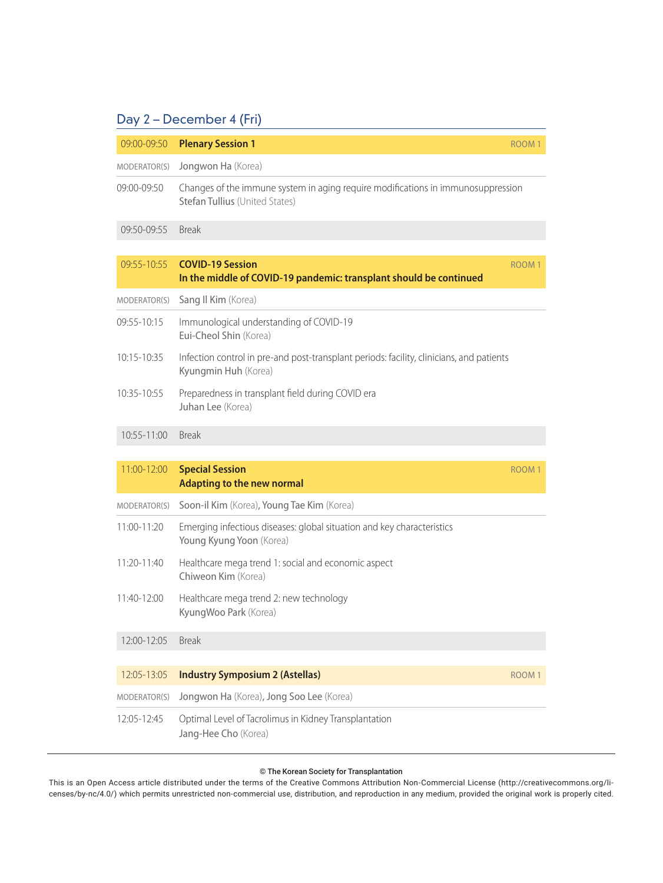## Day 2 – December 4 (Fri)

| 09:00-09:50 | **Plenary Session 1** | ROOM 1 |
|---|---|---|
| MODERATOR(S) | Jongwon Ha (Korea) | |
| 09:00-09:50 | Changes of the immune system in aging require modifications in immunosuppression<br>Stefan Tullius (United States) | |
| 09:50-09:55 | Break | |

| 09:55-10:55 | **COVID-19 Session**<br>**In the middle of COVID-19 pandemic: transplant should be continued** | ROOM 1 |
|---|---|---|
| MODERATOR(S) | Sang Il Kim (Korea) | |
| 09:55-10:15 | Immunological understanding of COVID-19<br>Eui-Cheol Shin (Korea) | |
| 10:15-10:35 | Infection control in pre-and post-transplant periods: facility, clinicians, and patients<br>Kyungmin Huh (Korea) | |
| 10:35-10:55 | Preparedness in transplant field during COVID era<br>Juhan Lee (Korea) | |
| 10:55-11:00 | Break | |

| 11:00-12:00 | **Special Session**<br>**Adapting to the new normal** | ROOM 1 |
|---|---|---|
| MODERATOR(S) | Soon-il Kim (Korea), Young Tae Kim (Korea) | |
| 11:00-11:20 | Emerging infectious diseases: global situation and key characteristics<br>Young Kyung Yoon (Korea) | |
| 11:20-11:40 | Healthcare mega trend 1: social and economic aspect<br>Chiweon Kim (Korea) | |
| 11:40-12:00 | Healthcare mega trend 2: new technology<br>KyungWoo Park (Korea) | |
| 12:00-12:05 | Break | |

| 12:05-13:05 | **Industry Symposium 2 (Astellas)** | ROOM 1 |
|---|---|---|
| MODERATOR(S) | Jongwon Ha (Korea), Jong Soo Lee (Korea) | |
| 12:05-12:45 | Optimal Level of Tacrolimus in Kidney Transplantation<br>Jang-Hee Cho (Korea) | |

© The Korean Society for Transplantation

This is an Open Access article distributed under the terms of the Creative Commons Attribution Non-Commercial License (http://creativecommons.org/licenses/by-nc/4.0/) which permits unrestricted non-commercial use, distribution, and reproduction in any medium, provided the original work is properly cited.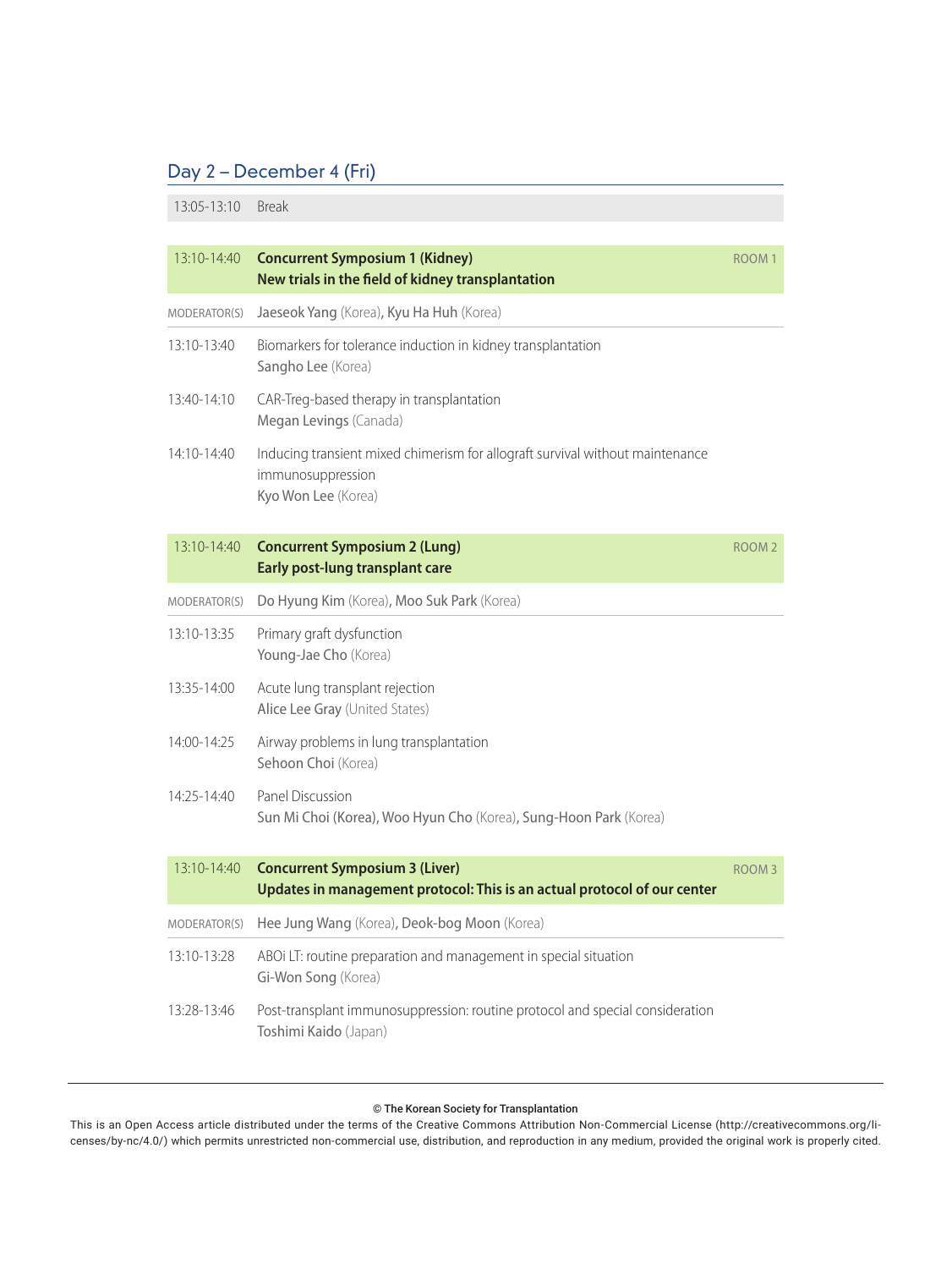## Day 2 – December 4 (Fri)

| 13:05-13:10 | Break |
|---|---|

| 13:10-14:40 | **Concurrent Symposium 1 (Kidney)**<br>**New trials in the field of kidney transplantation** | ROOM 1 |
|---|---|---|
| MODERATOR(S) | Jaeseok Yang (Korea), Kyu Ha Huh (Korea) | |
| 13:10-13:40 | Biomarkers for tolerance induction in kidney transplantation<br>Sangho Lee (Korea) | |
| 13:40-14:10 | CAR-Treg-based therapy in transplantation<br>Megan Levings (Canada) | |
| 14:10-14:40 | Inducing transient mixed chimerism for allograft survival without maintenance immunosuppression<br>Kyo Won Lee (Korea) | |

| 13:10-14:40 | **Concurrent Symposium 2 (Lung)**<br>**Early post-lung transplant care** | ROOM 2 |
|---|---|---|
| MODERATOR(S) | Do Hyung Kim (Korea), Moo Suk Park (Korea) | |
| 13:10-13:35 | Primary graft dysfunction<br>Young-Jae Cho (Korea) | |
| 13:35-14:00 | Acute lung transplant rejection<br>Alice Lee Gray (United States) | |
| 14:00-14:25 | Airway problems in lung transplantation<br>Sehoon Choi (Korea) | |
| 14:25-14:40 | Panel Discussion<br>Sun Mi Choi (Korea), Woo Hyun Cho (Korea), Sung-Hoon Park (Korea) | |

| 13:10-14:40 | **Concurrent Symposium 3 (Liver)**<br>**Updates in management protocol: This is an actual protocol of our center** | ROOM 3 |
|---|---|---|
| MODERATOR(S) | Hee Jung Wang (Korea), Deok-bog Moon (Korea) | |
| 13:10-13:28 | ABOi LT: routine preparation and management in special situation<br>Gi-Won Song (Korea) | |
| 13:28-13:46 | Post-transplant immunosuppression: routine protocol and special consideration<br>Toshimi Kaido (Japan) | |

© The Korean Society for Transplantation

This is an Open Access article distributed under the terms of the Creative Commons Attribution Non-Commercial License (http://creativecommons.org/licenses/by-nc/4.0/) which permits unrestricted non-commercial use, distribution, and reproduction in any medium, provided the original work is properly cited.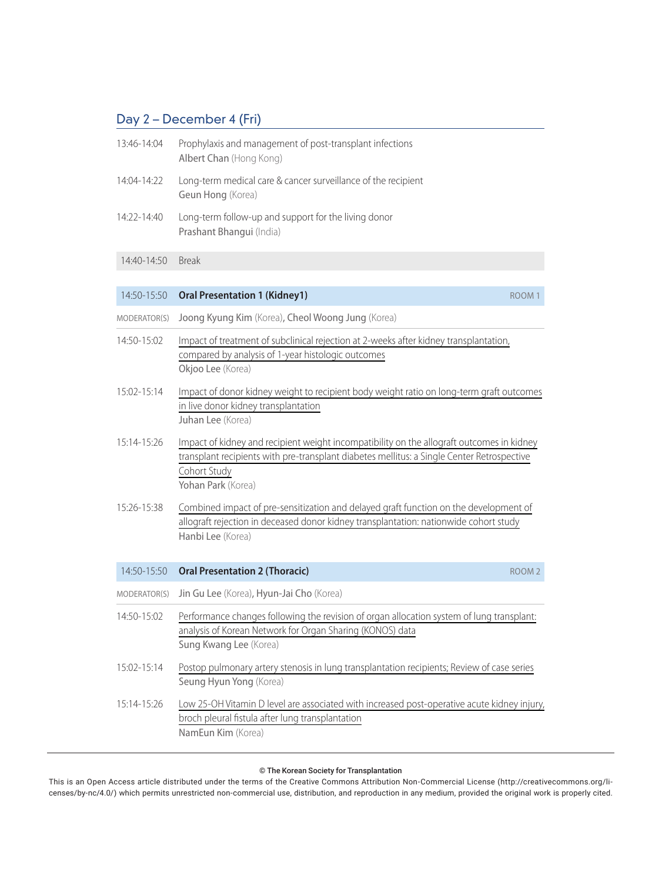## Day 2 – December 4 (Fri)

13:46-14:04 Prophylaxis and management of post-transplant infections
**Albert Chan** (Hong Kong)

14:04-14:22 Long-term medical care & cancer surveillance of the recipient
**Geun Hong** (Korea)

14:22-14:40 Long-term follow-up and support for the living donor
**Prashant Bhangui** (India)

14:40-14:50 Break

### 14:50-15:50 Oral Presentation 1 (Kidney1) — ROOM 1

MODERATOR(S) **Joong Kyung Kim** (Korea), **Cheol Woong Jung** (Korea)

15:02-15:14 is listed after:

14:50-15:02 Impact of treatment of subclinical rejection at 2-weeks after kidney transplantation, compared by analysis of 1-year histologic outcomes
**Okjoo Lee** (Korea)

15:02-15:14 Impact of donor kidney weight to recipient body weight ratio on long-term graft outcomes in live donor kidney transplantation
**Juhan Lee** (Korea)

15:14-15:26 Impact of kidney and recipient weight incompatibility on the allograft outcomes in kidney transplant recipients with pre-transplant diabetes mellitus: a Single Center Retrospective Cohort Study
**Yohan Park** (Korea)

15:26-15:38 Combined impact of pre-sensitization and delayed graft function on the development of allograft rejection in deceased donor kidney transplantation: nationwide cohort study
**Hanbi Lee** (Korea)

### 14:50-15:50 Oral Presentation 2 (Thoracic) — ROOM 2

MODERATOR(S) **Jin Gu Lee** (Korea), **Hyun-Jai Cho** (Korea)

14:50-15:02 Performance changes following the revision of organ allocation system of lung transplant: analysis of Korean Network for Organ Sharing (KONOS) data
**Sung Kwang Lee** (Korea)

15:02-15:14 Postop pulmonary artery stenosis in lung transplantation recipients; Review of case series
**Seung Hyun Yong** (Korea)

15:14-15:26 Low 25-OH Vitamin D level are associated with increased post-operative acute kidney injury, broch pleural fistula after lung transplantation
**NamEun Kim** (Korea)

© The Korean Society for Transplantation

This is an Open Access article distributed under the terms of the Creative Commons Attribution Non-Commercial License (http://creativecommons.org/licenses/by-nc/4.0/) which permits unrestricted non-commercial use, distribution, and reproduction in any medium, provided the original work is properly cited.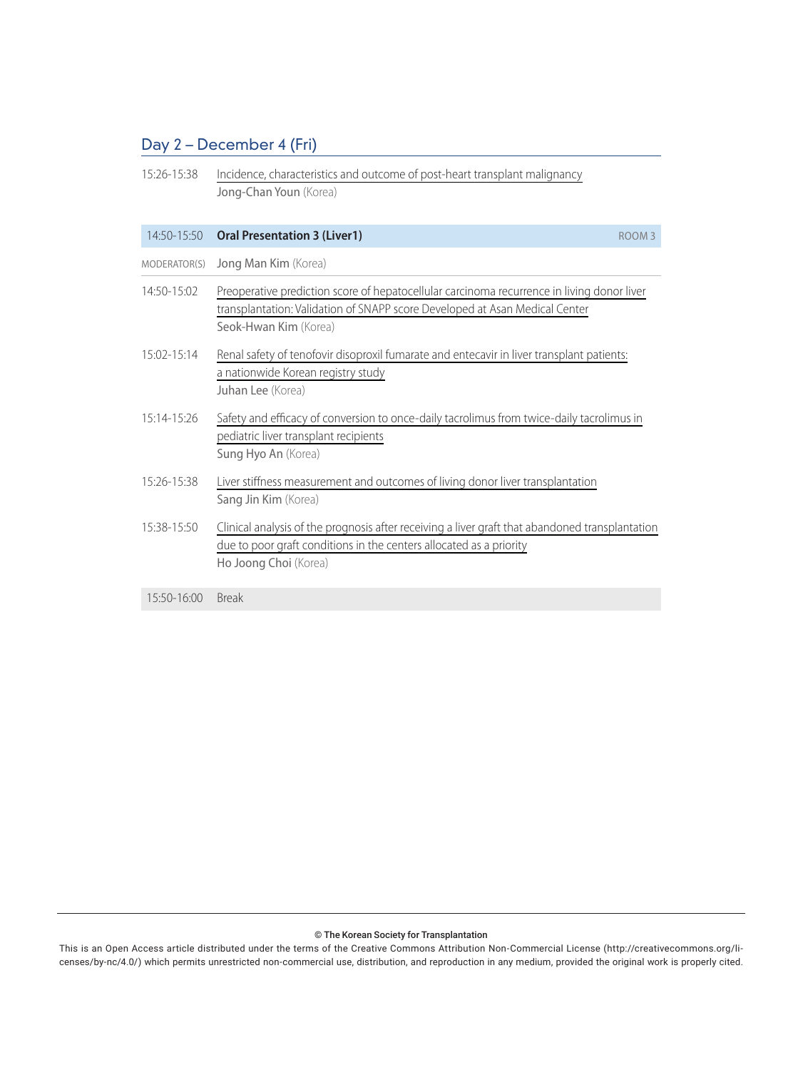## Day 2 – December 4 (Fri)

15:26-15:38 Incidence, characteristics and outcome of post-heart transplant malignancy
Jong-Chan Youn (Korea)

| 14:50-15:50 | **Oral Presentation 3 (Liver1)** | ROOM 3 |
|---|---|---|

MODERATOR(S) Jong Man Kim (Korea)

14:50-15:02 Preoperative prediction score of hepatocellular carcinoma recurrence in living donor liver transplantation: Validation of SNAPP score Developed at Asan Medical Center
Seok-Hwan Kim (Korea)

15:02-15:14 Renal safety of tenofovir disoproxil fumarate and entecavir in liver transplant patients: a nationwide Korean registry study
Juhan Lee (Korea)

15:14-15:26 Safety and efficacy of conversion to once-daily tacrolimus from twice-daily tacrolimus in pediatric liver transplant recipients
Sung Hyo An (Korea)

15:26-15:38 Liver stiffness measurement and outcomes of living donor liver transplantation
Sang Jin Kim (Korea)

15:38-15:50 Clinical analysis of the prognosis after receiving a liver graft that abandoned transplantation due to poor graft conditions in the centers allocated as a priority
Ho Joong Choi (Korea)

15:50-16:00 Break

© The Korean Society for Transplantation
This is an Open Access article distributed under the terms of the Creative Commons Attribution Non-Commercial License (http://creativecommons.org/licenses/by-nc/4.0/) which permits unrestricted non-commercial use, distribution, and reproduction in any medium, provided the original work is properly cited.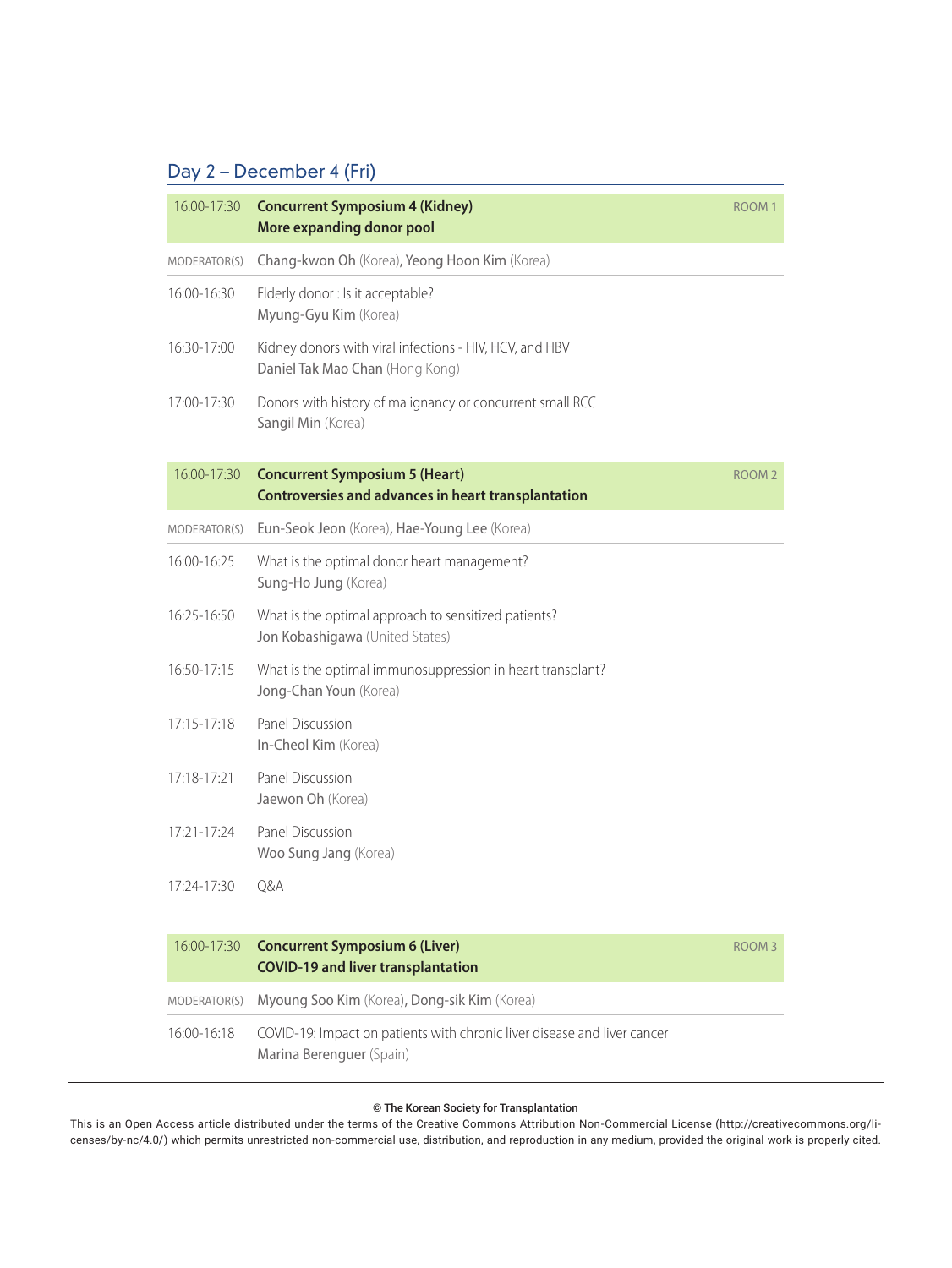## Day 2 – December 4 (Fri)

| 16:00-17:30 | **Concurrent Symposium 4 (Kidney)**<br>**More expanding donor pool** | ROOM 1 |
|---|---|---|
| MODERATOR(S) | Chang-kwon Oh (Korea), Yeong Hoon Kim (Korea) | |
| 16:00-16:30 | Elderly donor : Is it acceptable?<br>Myung-Gyu Kim (Korea) | |
| 16:30-17:00 | Kidney donors with viral infections - HIV, HCV, and HBV<br>Daniel Tak Mao Chan (Hong Kong) | |
| 17:00-17:30 | Donors with history of malignancy or concurrent small RCC<br>Sangil Min (Korea) | |

| 16:00-17:30 | **Concurrent Symposium 5 (Heart)**<br>**Controversies and advances in heart transplantation** | ROOM 2 |
|---|---|---|
| MODERATOR(S) | Eun-Seok Jeon (Korea), Hae-Young Lee (Korea) | |
| 16:00-16:25 | What is the optimal donor heart management?<br>Sung-Ho Jung (Korea) | |
| 16:25-16:50 | What is the optimal approach to sensitized patients?<br>Jon Kobashigawa (United States) | |
| 16:50-17:15 | What is the optimal immunosuppression in heart transplant?<br>Jong-Chan Youn (Korea) | |
| 17:15-17:18 | Panel Discussion<br>In-Cheol Kim (Korea) | |
| 17:18-17:21 | Panel Discussion<br>Jaewon Oh (Korea) | |
| 17:21-17:24 | Panel Discussion<br>Woo Sung Jang (Korea) | |
| 17:24-17:30 | Q&A | |

| 16:00-17:30 | **Concurrent Symposium 6 (Liver)**<br>**COVID-19 and liver transplantation** | ROOM 3 |
|---|---|---|
| MODERATOR(S) | Myoung Soo Kim (Korea), Dong-sik Kim (Korea) | |
| 16:00-16:18 | COVID-19: Impact on patients with chronic liver disease and liver cancer<br>Marina Berenguer (Spain) | |

© The Korean Society for Transplantation

This is an Open Access article distributed under the terms of the Creative Commons Attribution Non-Commercial License (http://creativecommons.org/licenses/by-nc/4.0/) which permits unrestricted non-commercial use, distribution, and reproduction in any medium, provided the original work is properly cited.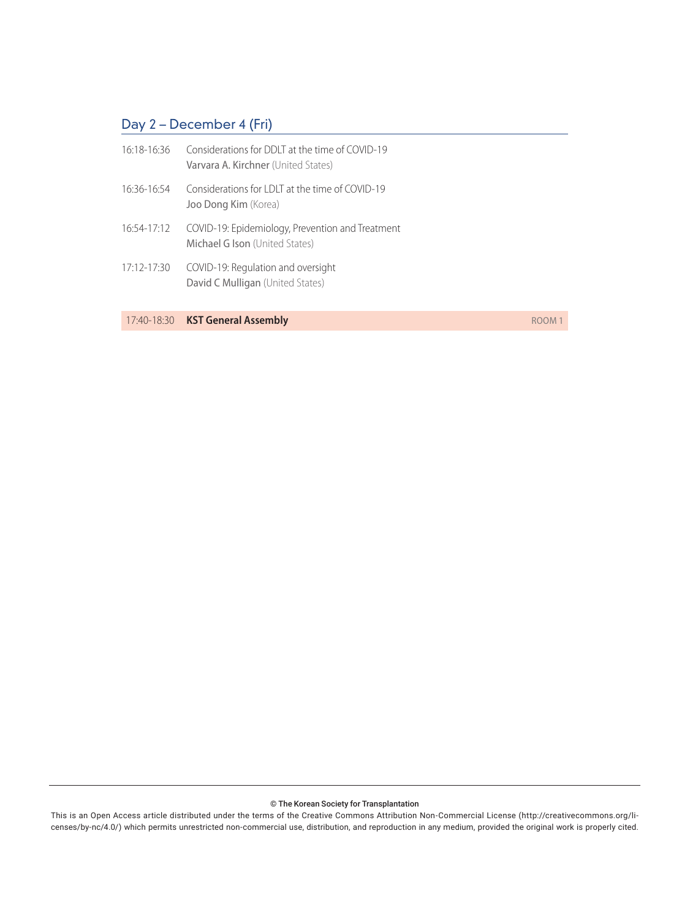## Day 2 – December 4 (Fri)

16:18-16:36 Considerations for DDLT at the time of COVID-19
**Varvara A. Kirchner** (United States)

16:36-16:54 Considerations for LDLT at the time of COVID-19
**Joo Dong Kim** (Korea)

16:54-17:12 COVID-19: Epidemiology, Prevention and Treatment
**Michael G Ison** (United States)

17:12-17:30 COVID-19: Regulation and oversight
**David C Mulligan** (United States)

17:40-18:30 **KST General Assembly** ROOM 1

© The Korean Society for Transplantation

This is an Open Access article distributed under the terms of the Creative Commons Attribution Non-Commercial License (http://creativecommons.org/licenses/by-nc/4.0/) which permits unrestricted non-commercial use, distribution, and reproduction in any medium, provided the original work is properly cited.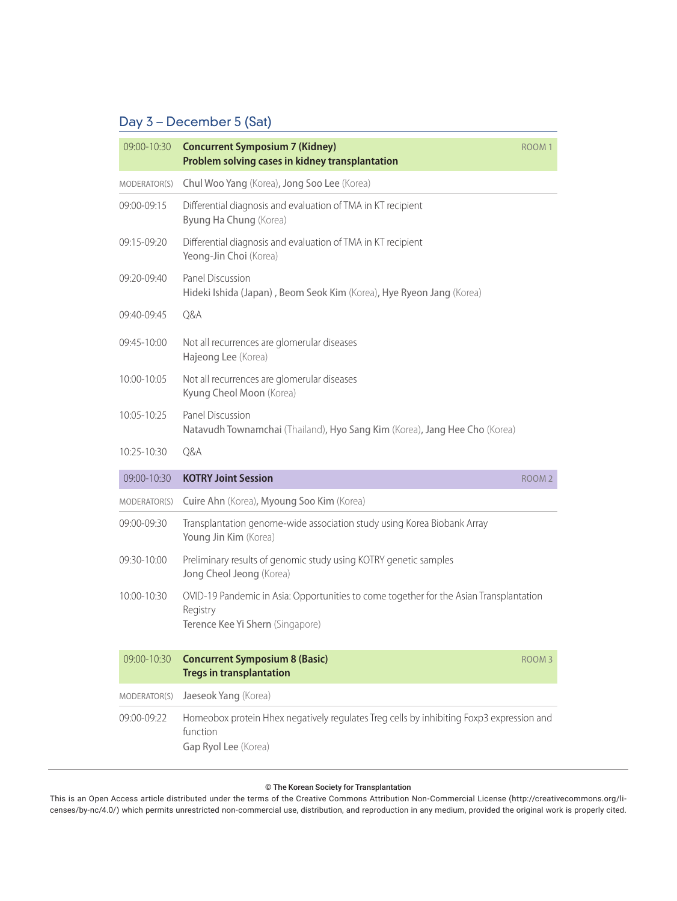## Day 3 – December 5 (Sat)

| | | |
|---|---|---|
| 09:00-10:30 | **Concurrent Symposium 7 (Kidney)**<br>**Problem solving cases in kidney transplantation** | ROOM 1 |
| MODERATOR(S) | Chul Woo Yang (Korea), Jong Soo Lee (Korea) | |
| 09:00-09:15 | Differential diagnosis and evaluation of TMA in KT recipient<br>Byung Ha Chung (Korea) | |
| 09:15-09:20 | Differential diagnosis and evaluation of TMA in KT recipient<br>Yeong-Jin Choi (Korea) | |
| 09:20-09:40 | Panel Discussion<br>Hideki Ishida (Japan) , Beom Seok Kim (Korea), Hye Ryeon Jang (Korea) | |
| 09:40-09:45 | Q&A | |
| 09:45-10:00 | Not all recurrences are glomerular diseases<br>Hajeong Lee (Korea) | |
| 10:00-10:05 | Not all recurrences are glomerular diseases<br>Kyung Cheol Moon (Korea) | |
| 10:05-10:25 | Panel Discussion<br>Natavudh Townamchai (Thailand), Hyo Sang Kim (Korea), Jang Hee Cho (Korea) | |
| 10:25-10:30 | Q&A | |

| | | |
|---|---|---|
| 09:00-10:30 | **KOTRY Joint Session** | ROOM 2 |
| MODERATOR(S) | Cuire Ahn (Korea), Myoung Soo Kim (Korea) | |
| 09:00-09:30 | Transplantation genome-wide association study using Korea Biobank Array<br>Young Jin Kim (Korea) | |
| 09:30-10:00 | Preliminary results of genomic study using KOTRY genetic samples<br>Jong Cheol Jeong (Korea) | |
| 10:00-10:30 | OVID-19 Pandemic in Asia: Opportunities to come together for the Asian Transplantation Registry<br>Terence Kee Yi Shern (Singapore) | |

| | | |
|---|---|---|
| 09:00-10:30 | **Concurrent Symposium 8 (Basic)**<br>**Tregs in transplantation** | ROOM 3 |
| MODERATOR(S) | Jaeseok Yang (Korea) | |
| 09:00-09:22 | Homeobox protein Hhex negatively regulates Treg cells by inhibiting Foxp3 expression and function<br>Gap Ryol Lee (Korea) | |

© The Korean Society for Transplantation

This is an Open Access article distributed under the terms of the Creative Commons Attribution Non-Commercial License (http://creativecommons.org/licenses/by-nc/4.0/) which permits unrestricted non-commercial use, distribution, and reproduction in any medium, provided the original work is properly cited.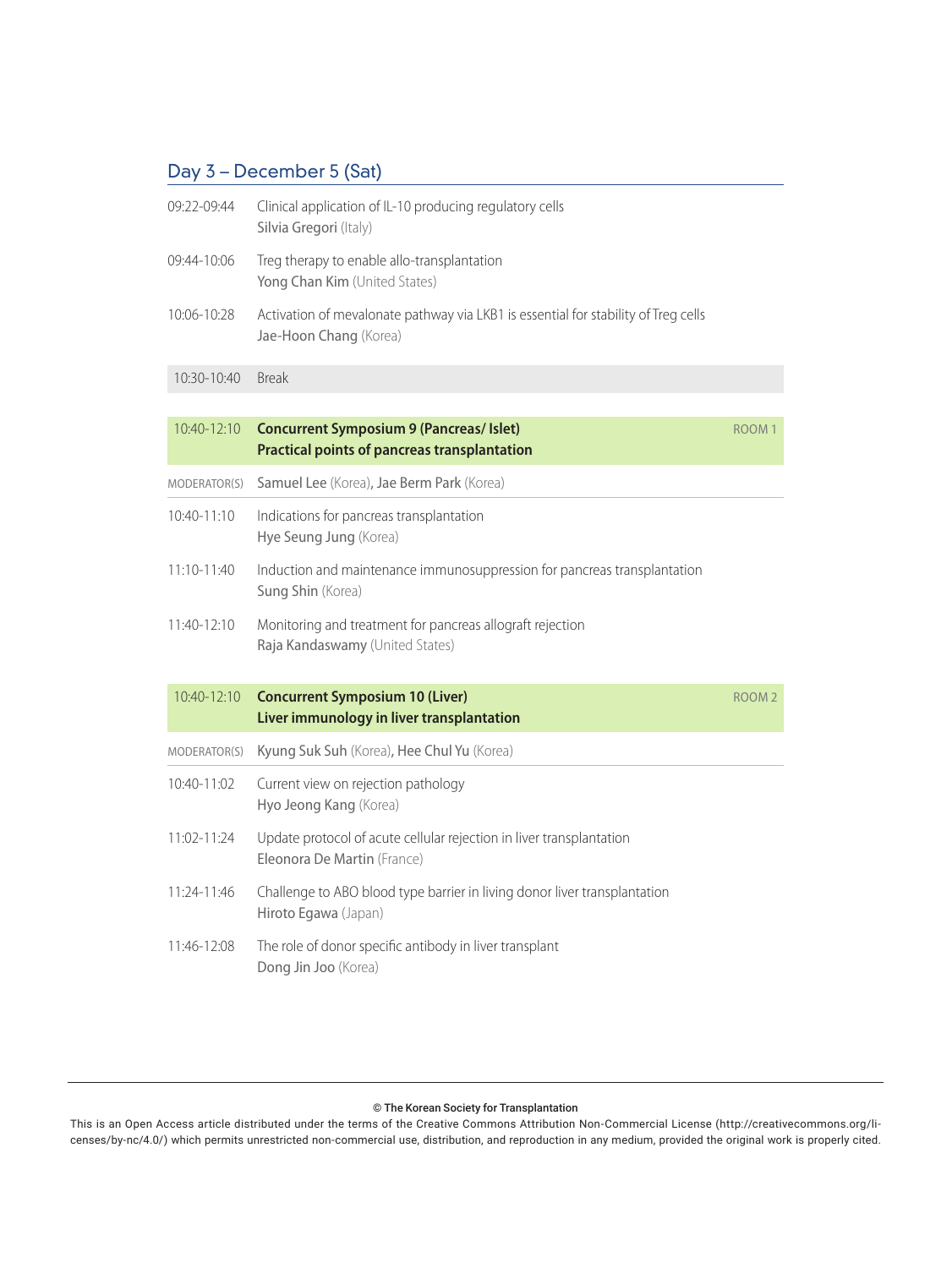## Day 3 – December 5 (Sat)

09:22-09:44 Clinical application of IL-10 producing regulatory cells
**Silvia Gregori** (Italy)

09:44-10:06 Treg therapy to enable allo-transplantation
**Yong Chan Kim** (United States)

10:06-10:28 Activation of mevalonate pathway via LKB1 is essential for stability of Treg cells
**Jae-Hoon Chang** (Korea)

10:30-10:40 Break

### 10:40-12:10 Concurrent Symposium 9 (Pancreas/ Islet) — ROOM 1
### Practical points of pancreas transplantation

MODERATOR(S) **Samuel Lee** (Korea), **Jae Berm Park** (Korea)

10:40-11:10 Indications for pancreas transplantation
**Hye Seung Jung** (Korea)

11:10-11:40 Induction and maintenance immunosuppression for pancreas transplantation
**Sung Shin** (Korea)

11:40-12:10 Monitoring and treatment for pancreas allograft rejection
**Raja Kandaswamy** (United States)

### 10:40-12:10 Concurrent Symposium 10 (Liver) — ROOM 2
### Liver immunology in liver transplantation

MODERATOR(S) **Kyung Suk Suh** (Korea), **Hee Chul Yu** (Korea)

10:40-11:02 Current view on rejection pathology
**Hyo Jeong Kang** (Korea)

11:02-11:24 Update protocol of acute cellular rejection in liver transplantation
**Eleonora De Martin** (France)

11:24-11:46 Challenge to ABO blood type barrier in living donor liver transplantation
**Hiroto Egawa** (Japan)

11:46-12:08 The role of donor specific antibody in liver transplant
**Dong Jin Joo** (Korea)

© The Korean Society for Transplantation
This is an Open Access article distributed under the terms of the Creative Commons Attribution Non-Commercial License (http://creativecommons.org/licenses/by-nc/4.0/) which permits unrestricted non-commercial use, distribution, and reproduction in any medium, provided the original work is properly cited.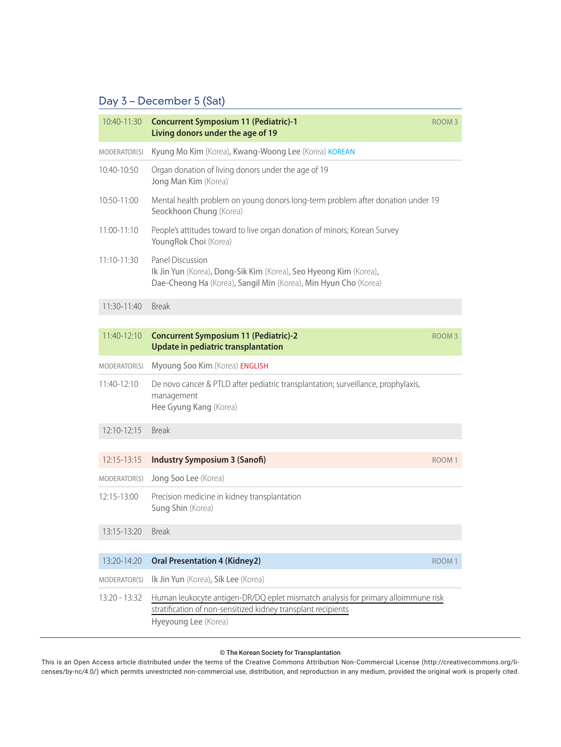## Day 3 – December 5 (Sat)

**10:40-11:30 | Concurrent Symposium 11 (Pediatric)-1 | ROOM 3**
**Living donors under the age of 19**

MODERATOR(S) Kyung Mo Kim (Korea), Kwang-Woong Lee (Korea) KOREAN

10:40-10:50 Organ donation of living donors under the age of 19
Jong Man Kim (Korea)

10:50-11:00 Mental health problem on young donors long-term problem after donation under 19
Seockhoon Chung (Korea)

11:00-11:10 People's attitudes toward to live organ donation of minors; Korean Survey
YoungRok Choi (Korea)

11:10-11:30 Panel Discussion
Ik Jin Yun (Korea), Dong-Sik Kim (Korea), Seo Hyeong Kim (Korea), Dae-Cheong Ha (Korea), Sangil Min (Korea), Min Hyun Cho (Korea)

11:30-11:40 Break

**11:40-12:10 | Concurrent Symposium 11 (Pediatric)-2 | ROOM 3**
**Update in pediatric transplantation**

MODERATOR(S) Myoung Soo Kim (Korea) ENGLISH

11:40-12:10 De novo cancer & PTLD after pediatric transplantation; surveillance, prophylaxis, management
Hee Gyung Kang (Korea)

12:10-12:15 Break

**12:15-13:15 | Industry Symposium 3 (Sanofi) | ROOM 1**

MODERATOR(S) Jong Soo Lee (Korea)

12:15-13:00 Precision medicine in kidney transplantation
Sung Shin (Korea)

13:15-13:20 Break

**13:20-14:20 | Oral Presentation 4 (Kidney2) | ROOM 1**

MODERATOR(S) Ik Jin Yun (Korea), Sik Lee (Korea)

13:20 - 13:32 Human leukocyte antigen-DR/DQ eplet mismatch analysis for primary alloimmune risk stratification of non-sensitized kidney transplant recipients
Hyeyoung Lee (Korea)

© The Korean Society for Transplantation
This is an Open Access article distributed under the terms of the Creative Commons Attribution Non-Commercial License (http://creativecommons.org/licenses/by-nc/4.0/) which permits unrestricted non-commercial use, distribution, and reproduction in any medium, provided the original work is properly cited.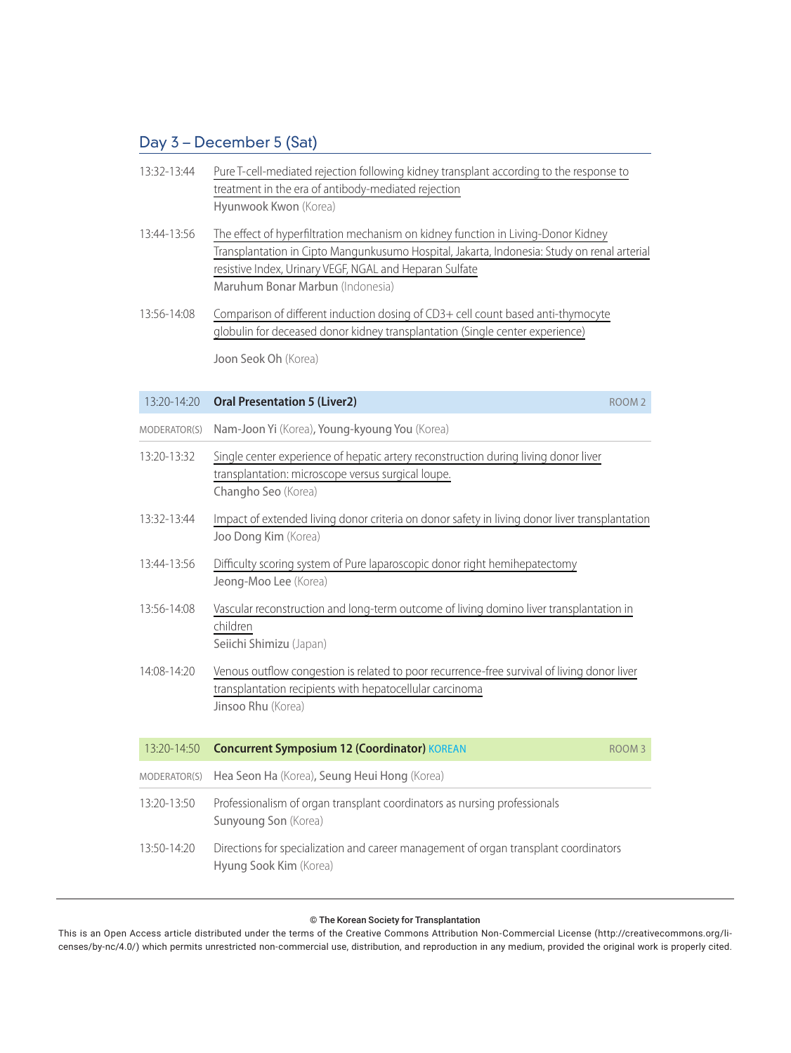## Day 3 – December 5 (Sat)

13:32-13:44 Pure T-cell-mediated rejection following kidney transplant according to the response to treatment in the era of antibody-mediated rejection
Hyunwook Kwon (Korea)

13:44-13:56 The effect of hyperfiltration mechanism on kidney function in Living-Donor Kidney Transplantation in Cipto Mangunkusumo Hospital, Jakarta, Indonesia: Study on renal arterial resistive Index, Urinary VEGF, NGAL and Heparan Sulfate
Maruhum Bonar Marbun (Indonesia)

13:56-14:08 Comparison of different induction dosing of CD3+ cell count based anti-thymocyte globulin for deceased donor kidney transplantation (Single center experience)
Joon Seok Oh (Korea)

**13:20-14:20 Oral Presentation 5 (Liver2)** ROOM 2

MODERATOR(S) Nam-Joon Yi (Korea), Young-kyoung You (Korea)

13:20-13:32 Single center experience of hepatic artery reconstruction during living donor liver transplantation: microscope versus surgical loupe.
Changho Seo (Korea)

13:32-13:44 Impact of extended living donor criteria on donor safety in living donor liver transplantation
Joo Dong Kim (Korea)

13:44-13:56 Difficulty scoring system of Pure laparoscopic donor right hemihepatectomy
Jeong-Moo Lee (Korea)

13:56-14:08 Vascular reconstruction and long-term outcome of living domino liver transplantation in children
Seiichi Shimizu (Japan)

14:08-14:20 Venous outflow congestion is related to poor recurrence-free survival of living donor liver transplantation recipients with hepatocellular carcinoma
Jinsoo Rhu (Korea)

**13:20-14:50 Concurrent Symposium 12 (Coordinator)** KOREAN ROOM 3

MODERATOR(S) Hea Seon Ha (Korea), Seung Heui Hong (Korea)

13:20-13:50 Professionalism of organ transplant coordinators as nursing professionals
Sunyoung Son (Korea)

13:50-14:20 Directions for specialization and career management of organ transplant coordinators
Hyung Sook Kim (Korea)

© The Korean Society for Transplantation
This is an Open Access article distributed under the terms of the Creative Commons Attribution Non-Commercial License (http://creativecommons.org/licenses/by-nc/4.0/) which permits unrestricted non-commercial use, distribution, and reproduction in any medium, provided the original work is properly cited.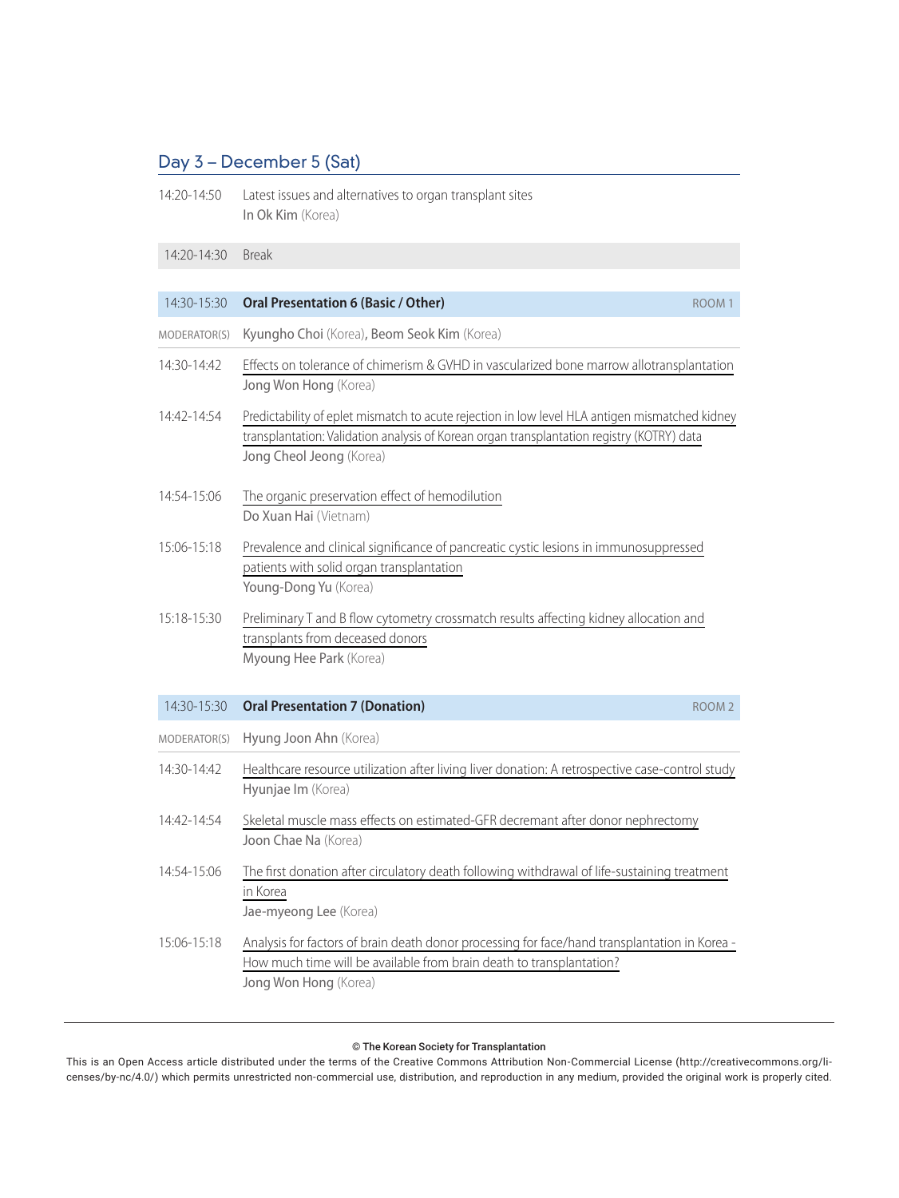## Day 3 – December 5 (Sat)

14:20-14:50 Latest issues and alternatives to organ transplant sites
In Ok Kim (Korea)

14:20-14:30 Break

### 14:30-15:30 Oral Presentation 6 (Basic / Other) ROOM 1

MODERATOR(S) Kyungho Choi (Korea), Beom Seok Kim (Korea)

14:30-14:42 Effects on tolerance of chimerism & GVHD in vascularized bone marrow allotransplantation
Jong Won Hong (Korea)

14:42-14:54 Predictability of eplet mismatch to acute rejection in low level HLA antigen mismatched kidney transplantation: Validation analysis of Korean organ transplantation registry (KOTRY) data
Jong Cheol Jeong (Korea)

14:54-15:06 The organic preservation effect of hemodilution
Do Xuan Hai (Vietnam)

15:06-15:18 Prevalence and clinical significance of pancreatic cystic lesions in immunosuppressed patients with solid organ transplantation
Young-Dong Yu (Korea)

15:18-15:30 Preliminary T and B flow cytometry crossmatch results affecting kidney allocation and transplants from deceased donors
Myoung Hee Park (Korea)

### 14:30-15:30 Oral Presentation 7 (Donation) ROOM 2

MODERATOR(S) Hyung Joon Ahn (Korea)

14:30-14:42 Healthcare resource utilization after living liver donation: A retrospective case-control study
Hyunjae Im (Korea)

14:42-14:54 Skeletal muscle mass effects on estimated-GFR decremant after donor nephrectomy
Joon Chae Na (Korea)

14:54-15:06 The first donation after circulatory death following withdrawal of life-sustaining treatment in Korea
Jae-myeong Lee (Korea)

15:06-15:18 Analysis for factors of brain death donor processing for face/hand transplantation in Korea - How much time will be available from brain death to transplantation?
Jong Won Hong (Korea)

© The Korean Society for Transplantation

This is an Open Access article distributed under the terms of the Creative Commons Attribution Non-Commercial License (http://creativecommons.org/licenses/by-nc/4.0/) which permits unrestricted non-commercial use, distribution, and reproduction in any medium, provided the original work is properly cited.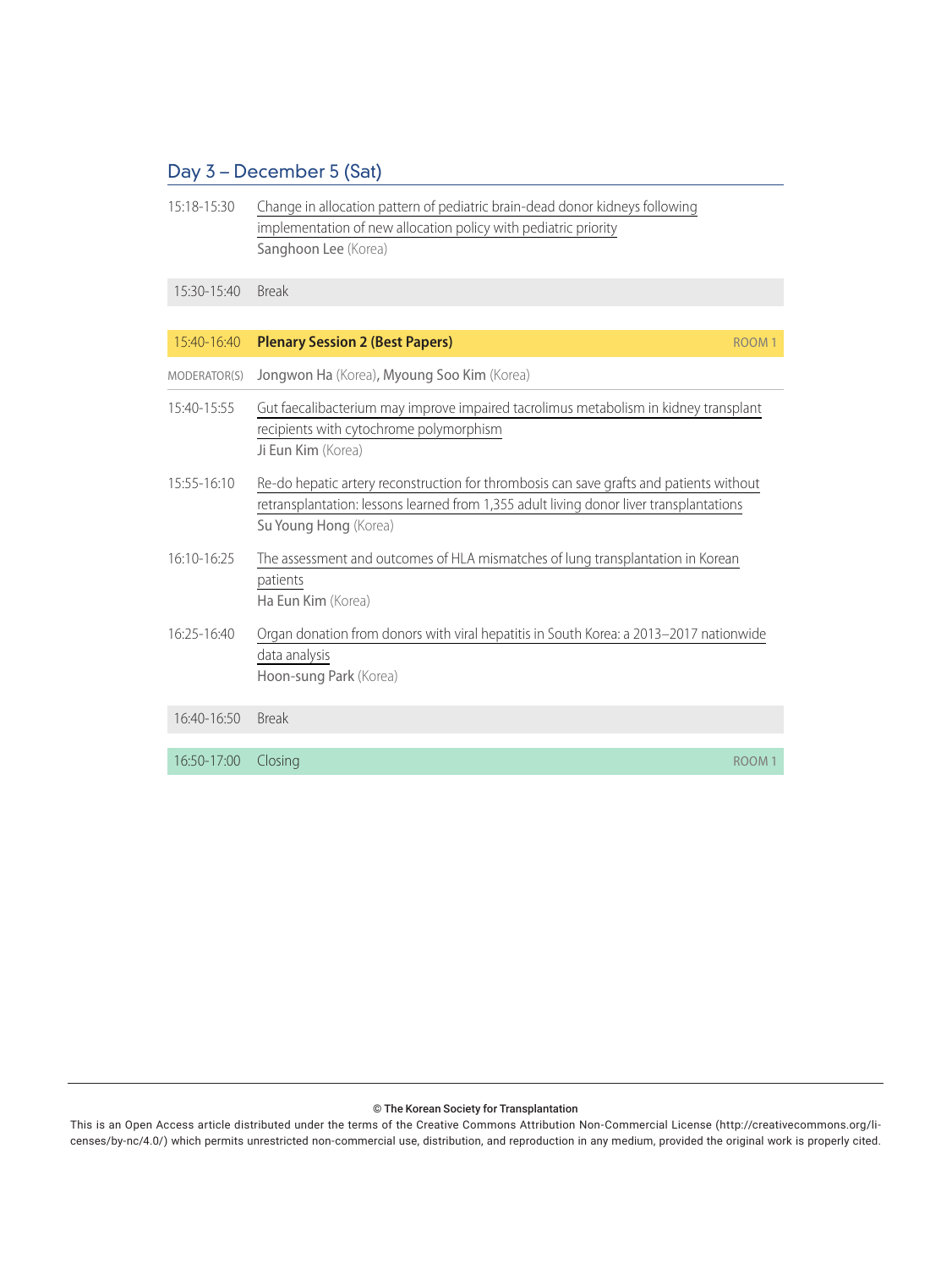## Day 3 – December 5 (Sat)

15:18-15:30 Change in allocation pattern of pediatric brain-dead donor kidneys following implementation of new allocation policy with pediatric priority
Sanghoon Lee (Korea)

15:30-15:40 Break

**15:40-16:40 Plenary Session 2 (Best Papers)** ROOM 1

MODERATOR(S) Jongwon Ha (Korea), Myoung Soo Kim (Korea)

15:40-15:55 Gut faecalibacterium may improve impaired tacrolimus metabolism in kidney transplant recipients with cytochrome polymorphism
Ji Eun Kim (Korea)

15:55-16:10 Re-do hepatic artery reconstruction for thrombosis can save grafts and patients without retransplantation: lessons learned from 1,355 adult living donor liver transplantations
Su Young Hong (Korea)

16:10-16:25 The assessment and outcomes of HLA mismatches of lung transplantation in Korean patients
Ha Eun Kim (Korea)

16:25-16:40 Organ donation from donors with viral hepatitis in South Korea: a 2013–2017 nationwide data analysis
Hoon-sung Park (Korea)

16:40-16:50 Break

16:50-17:00 Closing ROOM 1

© The Korean Society for Transplantation

This is an Open Access article distributed under the terms of the Creative Commons Attribution Non-Commercial License (http://creativecommons.org/licenses/by-nc/4.0/) which permits unrestricted non-commercial use, distribution, and reproduction in any medium, provided the original work is properly cited.